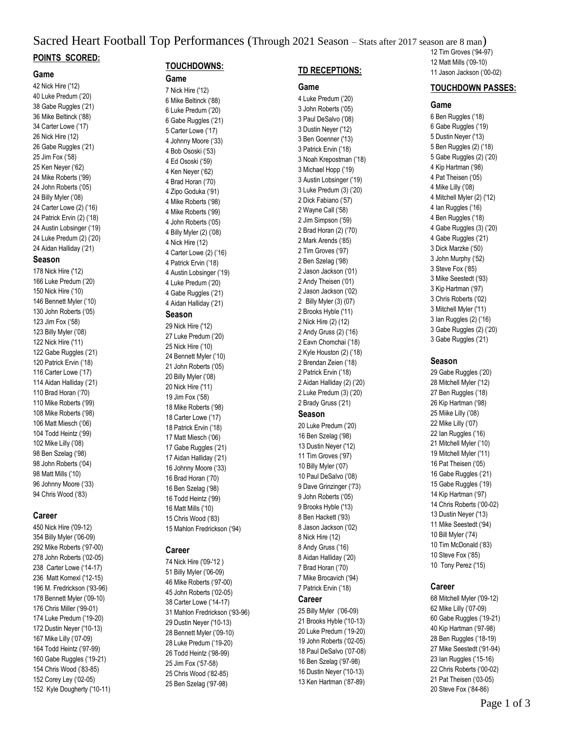# Sacred Heart Football Top Performances (Through 2021 Season – Stats after 2017 season are 8 man)

## POINTS SCORED:

### Game

42 Nick Hire ('12)
40 Luke Predum ('20)
38 Gabe Ruggles ('21)
36 Mike Beltinck ('88)
34 Carter Lowe ('17)
26 Nick Hire (12)
26 Gabe Ruggles ('21)
25 Jim Fox ('58)
25 Ken Neyer ('62)
24 Mike Roberts ('99)
24 John Roberts ('05)
24 Billy Myler ('08)
24 Carter Lowe (2) ('16)
24 Patrick Ervin (2) ('18)
24 Austin Lobsinger ('19)
24 Luke Predum (2) ('20)
24 Aidan Halliday ('21)

### Season

178 Nick Hire ('12)
166 Luke Predum ('20)
150 Nick Hire ('10)
146 Bennett Myler ('10)
130 John Roberts ('05)
123 Jim Fox ('58)
123 Billy Myler ('08)
122 Nick Hire ('11)
122 Gabe Ruggles ('21)
120 Patrick Ervin ('18)
116 Carter Lowe ('17)
114 Aidan Halliday ('21)
110 Brad Horan ('70)
110 Mike Roberts ('99)
108 Mike Roberts ('98)
106 Matt Miesch ('06)
104 Todd Heintz ('99)
102 Mike Lilly ('08)
98 Ben Szelag ('98)
98 John Roberts ('04)
98 Matt Mills ('10)
96 Johnny Moore ('33)
94 Chris Wood ('83)

### Career

450 Nick Hire ('09-12)
354 Billy Myler ('06-09)
292 Mike Roberts ('97-00)
278 John Roberts ('02-05)
238 Carter Lowe ('14-17)
236 Matt Kornexl ('12-15)
196 M. Fredrickson ('93-96)
178 Bennett Myler ('09-10)
176 Chris Miller ('99-01)
174 Luke Predum ('19-20)
172 Dustin Neyer ('10-13)
167 Mike Lilly ('07-09)
164 Todd Heintz ('97-99)
160 Gabe Ruggles ('19-21)
154 Chris Wood ('83-85)
152 Corey Ley ('02-05)
152 Kyle Dougherty ('10-11)

## TOUCHDOWNS:

### Game

7 Nick Hire ('12)
6 Mike Beltinck ('88)
6 Luke Predum ('20)
6 Gabe Ruggles ('21)
5 Carter Lowe ('17)
4 Johnny Moore ('33)
4 Bob Ososki ('53)
4 Ed Ososki ('59)
4 Ken Neyer ('62)
4 Brad Horan ('70)
4 Zipo Goduka ('91)
4 Mike Roberts ('98)
4 Mike Roberts ('99)
4 John Roberts ('05)
4 Billy Myler (2) ('08)
4 Nick Hire (12)
4 Carter Lowe (2) ('16)
4 Patrick Ervin ('18)
4 Austin Lobsinger ('19)
4 Luke Predum ('20)
4 Gabe Ruggles ('21)
4 Aidan Halliday ('21)

### Season

29 Nick Hire ('12)
27 Luke Predum ('20)
25 Nick Hire ('10)
24 Bennett Myler ('10)
21 John Roberts ('05)
20 Billy Myler ('08)
20 Nick Hire ('11)
19 Jim Fox ('58)
18 Mike Roberts ('98)
18 Carter Lowe ('17)
18 Patrick Ervin ('18)
17 Matt Miesch ('06)
17 Gabe Ruggles ('21)
17 Aidan Halliday ('21)
16 Johnny Moore ('33)
16 Brad Horan ('70)
16 Ben Szelag ('98)
16 Todd Heintz ('99)
16 Matt Mills ('10)
15 Chris Wood ('83)
15 Mahlon Fredrickson ('94)

### Career

74 Nick Hire ('09-'12 )
51 Billy Myler ('06-09)
46 Mike Roberts ('97-00)
45 John Roberts ('02-05)
38 Carter Lowe ('14-17)
31 Mahlon Fredrickson ('93-96)
29 Dustin Neyer ('10-13)
28 Bennett Myler ('09-10)
28 Luke Predum ('19-20)
26 Todd Heintz ('98-99)
25 Jim Fox ('57-58)
25 Chris Wood ('82-85)
25 Ben Szelag ('97-98)

## TD RECEPTIONS:

### Game

4 Luke Predum ('20)
3 John Roberts ('05)
3 Paul DeSalvo ('08)
3 Dustin Neyer ('12)
3 Ben Goenner ('13)
3 Patrick Ervin ('18)
3 Noah Krepostman ('18)
3 Michael Hopp ('19)
3 Austin Lobsinger ('19)
3 Luke Predum (3) ('20)
2 Dick Fabiano ('57)
2 Wayne Call ('58)
2 Jim Simpson ('59)
2 Brad Horan (2) ('70)
2 Mark Arends ('85)
2 Tim Groves ('97)
2 Ben Szelag ('98)
2 Jason Jackson ('01)
2 Andy Theisen ('01)
2 Jason Jackson ('02)
2 Billy Myler (3) (07)
2 Brooks Hyble ('11)
2 Nick Hire (2) (12)
2 Andy Gruss (2) ('16)
2 Eavn Chomchai ('18)
2 Kyle Houston (2) ('18)
2 Brendan Zeien ('18)
2 Patrick Ervin ('18)
2 Aidan Halliday (2) ('20)
2 Luke Predum (3) ('20)
2 Brady Gruss ('21)

### Season

20 Luke Predum ('20)
16 Ben Szelag ('98)
13 Dustin Neyer ('12)
11 Tim Groves ('97)
10 Billy Myler ('07)
10 Paul DeSalvo ('08)
9 Dave Grinzinger ('73)
9 John Roberts ('05)
9 Brooks Hyble ('13)
8 Ben Hackett ('93)
8 Jason Jackson ('02)
8 Nick Hire (12)
8 Andy Gruss ('16)
8 Aidan Halliday ('20)
7 Brad Horan ('70)
7 Mike Brocavich ('94)
7 Patrick Ervin ('18)

### Career

25 Billy Myler ('06-09)
21 Brooks Hyble ('10-13)
20 Luke Predum ('19-20)
19 John Roberts ('02-05)
18 Paul DeSalvo ('07-08)
16 Ben Szelag ('97-98)
16 Dustin Neyer ('10-13)
13 Ken Hartman ('87-89)
12 Tim Groves ('94-97)
12 Matt Mills ('09-10)
11 Jason Jackson ('00-02)

## TOUCHDOWN PASSES:

### Game

6 Ben Ruggles ('18)
6 Gabe Ruggles ('19)
5 Dustin Neyer ('13)
5 Ben Ruggles (2) ('18)
5 Gabe Ruggles (2) ('20)
4 Kip Hartman ('98)
4 Pat Theisen ('05)
4 Mike Lilly ('08)
4 Mitchell Myler (2) ('12)
4 Ian Ruggles ('16)
4 Ben Ruggles ('18)
4 Gabe Ruggles (3) ('20)
4 Gabe Ruggles ('21)
3 Dick Marzke ('50)
3 John Murphy ('52)
3 Steve Fox ('85)
3 Mike Seestedt ('93)
3 Kip Hartman ('97)
3 Chris Roberts ('02)
3 Mitchell Myler ('11)
3 Ian Ruggles (2) ('16)
3 Gabe Ruggles (2) ('20)
3 Gabe Ruggles ('21)

### Season

29 Gabe Ruggles ('20)
28 Mitchell Myler ('12)
27 Ben Ruggles ('18)
26 Kip Hartman ('98)
25 Miike Lilly ('08)
22 Mike Lilly ('07)
22 Ian Ruggles ('16)
21 Mitchell Myler ('10)
19 Mitchell Myler ('11)
16 Pat Theisen ('05)
16 Gabe Ruggles ('21)
15 Gabe Ruggles ('19)
14 Kip Hartman ('97)
14 Chris Roberts ('00-02)
13 Dustin Neyer ('13)
11 Mike Seestedt ('94)
10 Bill Myler ('74)
10 Tim McDonald ('83)
10 Steve Fox ('85)
10 Tony Perez ('15)

### Career

68 Mitchell Myler ('09-12)
62 Mike Lilly ('07-09)
60 Gabe Ruggles ('19-21)
40 Kip Hartman ('97-98)
28 Ben Ruggles ('18-19)
27 Mike Seestedt ('91-94)
23 Ian Ruggles ('15-16)
22 Chris Roberts ('00-02)
21 Pat Theisen ('03-05)
20 Steve Fox ('84-86)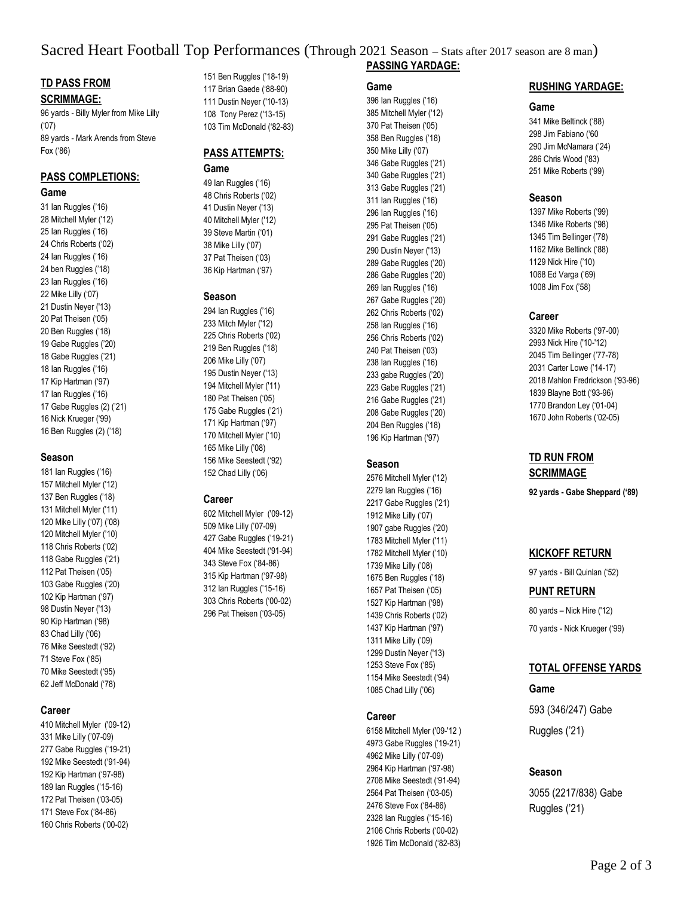# Sacred Heart Football Top Performances (Through 2021 Season – Stats after 2017 season are 8 man)

## TD PASS FROM SCRIMMAGE:

96 yards - Billy Myler from Mike Lilly ('07)
89 yards - Mark Arends from Steve Fox ('86)

## PASS COMPLETIONS:

### Game

31 Ian Ruggles ('16)
28 Mitchell Myler ('12)
25 Ian Ruggles ('16)
24 Chris Roberts ('02)
24 Ian Ruggles ('16)
24 ben Ruggles ('18)
23 Ian Ruggles ('16)
22 Mike Lilly ('07)
21 Dustin Neyer ('13)
20 Pat Theisen ('05)
20 Ben Ruggles ('18)
19 Gabe Ruggles ('20)
18 Gabe Ruggles ('21)
18 Ian Ruggles ('16)
17 Kip Hartman ('97)
17 Ian Ruggles ('16)
17 Gabe Ruggles (2) ('21)
16 Nick Krueger ('99)
16 Ben Ruggles (2) ('18)

### Season

181 Ian Ruggles ('16)
157 Mitchell Myler ('12)
137 Ben Ruggles ('18)
131 Mitchell Myler ('11)
120 Mike Lilly ('07) ('08)
120 Mitchell Myler ('10)
118 Chris Roberts ('02)
118 Gabe Ruggles ('21)
112 Pat Theisen ('05)
103 Gabe Ruggles ('20)
102 Kip Hartman ('97)
98 Dustin Neyer ('13)
90 Kip Hartman ('98)
83 Chad Lilly ('06)
76 Mike Seestedt ('92)
71 Steve Fox ('85)
70 Mike Seestedt ('95)
62 Jeff McDonald ('78)

### Career

410 Mitchell Myler ('09-12)
331 Mike Lilly ('07-09)
277 Gabe Ruggles ('19-21)
192 Mike Seestedt ('91-94)
192 Kip Hartman ('97-98)
189 Ian Ruggles ('15-16)
172 Pat Theisen ('03-05)
171 Steve Fox ('84-86)
160 Chris Roberts ('00-02)
151 Ben Ruggles ('18-19)
117 Brian Gaede ('88-90)
111 Dustin Neyer ('10-13)
108 Tony Perez ('13-15)
103 Tim McDonald ('82-83)

## PASS ATTEMPTS:

### Game

49 Ian Ruggles ('16)
48 Chris Roberts ('02)
41 Dustin Neyer ('13)
40 Mitchell Myler ('12)
39 Steve Martin ('01)
38 Mike Lilly ('07)
37 Pat Theisen ('03)
36 Kip Hartman ('97)

### Season

294 Ian Ruggles ('16)
233 Mitch Myler ('12)
225 Chris Roberts ('02)
219 Ben Ruggles ('18)
206 Mike Lilly ('07)
195 Dustin Neyer ('13)
194 Mitchell Myler ('11)
180 Pat Theisen ('05)
175 Gabe Ruggles ('21)
171 Kip Hartman ('97)
170 Mitchell Myler ('10)
165 Mike Lilly ('08)
156 Mike Seestedt ('92)
152 Chad Lilly ('06)

### Career

602 Mitchell Myler ('09-12)
509 Mike Lilly ('07-09)
427 Gabe Ruggles ('19-21)
404 Mike Seestedt ('91-94)
343 Steve Fox ('84-86)
315 Kip Hartman ('97-98)
312 Ian Ruggles ('15-16)
303 Chris Roberts ('00-02)
296 Pat Theisen ('03-05)

## PASSING YARDAGE:

### Game

396 Ian Ruggles ('16)
385 Mitchell Myler ('12)
370 Pat Theisen ('05)
358 Ben Ruggles ('18)
350 Mike Lilly ('07)
346 Gabe Ruggles ('21)
340 Gabe Ruggles ('21)
313 Gabe Ruggles ('21)
311 Ian Ruggles ('16)
296 Ian Ruggles ('16)
295 Pat Theisen ('05)
291 Gabe Ruggles ('21)
290 Dustin Neyer ('13)
289 Gabe Ruggles ('20)
286 Gabe Ruggles ('20)
269 Ian Ruggles ('16)
267 Gabe Ruggles ('20)
262 Chris Roberts ('02)
258 Ian Ruggles ('16)
256 Chris Roberts ('02)
240 Pat Theisen ('03)
238 Ian Ruggles ('16)
233 gabe Ruggles ('20)
223 Gabe Ruggles ('21)
216 Gabe Ruggles ('21)
208 Gabe Ruggles ('20)
204 Ben Ruggles ('18)
196 Kip Hartman ('97)

### Season

2576 Mitchell Myler ('12)
2279 Ian Ruggles ('16)
2217 Gabe Ruggles ('21)
1912 Mike Lilly ('07)
1907 gabe Ruggles ('20)
1783 Mitchell Myler ('11)
1782 Mitchell Myler ('10)
1739 Mike Lilly ('08)
1675 Ben Ruggles ('18)
1657 Pat Theisen ('05)
1527 Kip Hartman ('98)
1439 Chris Roberts ('02)
1437 Kip Hartman ('97)
1311 Mike Lilly ('09)
1299 Dustin Neyer ('13)
1253 Steve Fox ('85)
1154 Mike Seestedt ('94)
1085 Chad Lilly ('06)

### Career

6158 Mitchell Myler ('09-'12 )
4973 Gabe Ruggles ('19-21)
4962 Mike Lilly ('07-09)
2964 Kip Hartman ('97-98)
2708 Mike Seestedt ('91-94)
2564 Pat Theisen ('03-05)
2476 Steve Fox ('84-86)
2328 Ian Ruggles ('15-16)
2106 Chris Roberts ('00-02)
1926 Tim McDonald ('82-83)

## RUSHING YARDAGE:

### Game

341 Mike Beltinck ('88)
298 Jim Fabiano ('60
290 Jim McNamara ('24)
286 Chris Wood ('83)
251 Mike Roberts ('99)

### Season

1397 Mike Roberts ('99)
1346 Mike Roberts ('98)
1345 Tim Bellinger ('78)
1162 Mike Beltinck ('88)
1129 Nick Hire ('10)
1068 Ed Varga ('69)
1008 Jim Fox ('58)

### Career

3320 Mike Roberts ('97-00)
2993 Nick Hire ('10-'12)
2045 Tim Bellinger ('77-78)
2031 Carter Lowe ('14-17)
2018 Mahlon Fredrickson ('93-96)
1839 Blayne Bott ('93-96)
1770 Brandon Ley ('01-04)
1670 John Roberts ('02-05)

## TD RUN FROM SCRIMMAGE

**92 yards - Gabe Sheppard ('89)**

## KICKOFF RETURN

97 yards - Bill Quinlan ('52)

## PUNT RETURN

80 yards – Nick Hire ('12)
70 yards - Nick Krueger ('99)

## TOTAL OFFENSE YARDS

### Game

593 (346/247) Gabe Ruggles ('21)

### Season

3055 (2217/838) Gabe Ruggles ('21)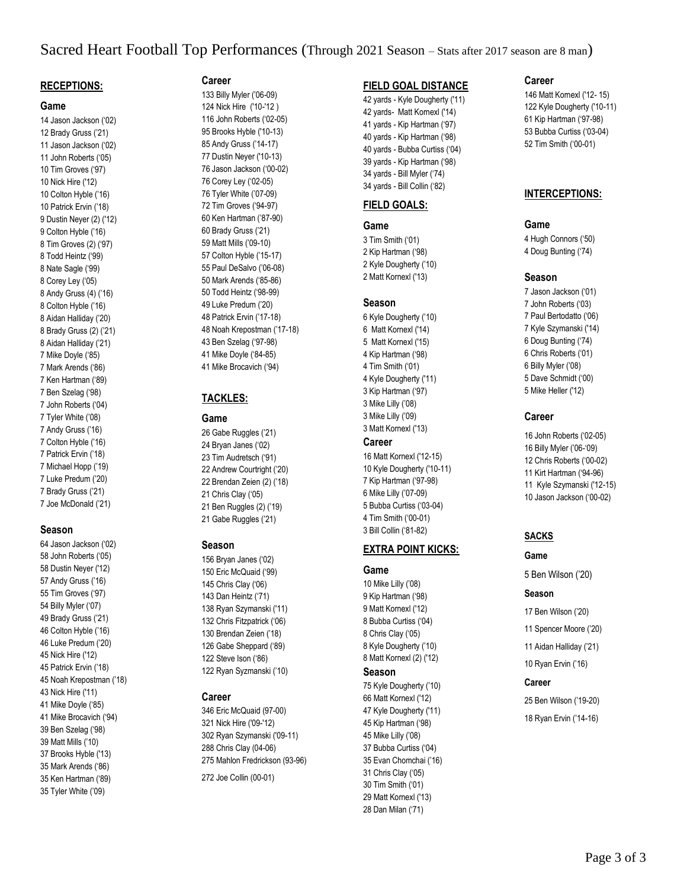# Sacred Heart Football Top Performances (Through 2021 Season – Stats after 2017 season are 8 man)

## RECEPTIONS:

### Game

14 Jason Jackson ('02)
12 Brady Gruss ('21)
11 Jason Jackson ('02)
11 John Roberts ('05)
10 Tim Groves ('97)
10 Nick Hire ('12)
10 Colton Hyble ('16)
10 Patrick Ervin ('18)
9 Dustin Neyer (2) ('12)
9 Colton Hyble ('16)
8 Tim Groves (2) ('97)
8 Todd Heintz ('99)
8 Nate Sagle ('99)
8 Corey Ley ('05)
8 Andy Gruss (4) ('16)
8 Colton Hyble ('16)
8 Aidan Halliday ('20)
8 Brady Gruss (2) ('21)
8 Aidan Halliday ('21)
7 Mike Doyle ('85)
7 Mark Arends ('86)
7 Ken Hartman ('89)
7 Ben Szelag ('98)
7 John Roberts ('04)
7 Tyler White ('08)
7 Andy Gruss ('16)
7 Colton Hyble ('16)
7 Patrick Ervin ('18)
7 Michael Hopp ('19)
7 Luke Predum ('20)
7 Brady Gruss ('21)
7 Joe McDonald ('21)

### Season

64 Jason Jackson ('02)
58 John Roberts ('05)
58 Dustin Neyer ('12)
57 Andy Gruss ('16)
55 Tim Groves ('97)
54 Billy Myler ('07)
49 Brady Gruss ('21)
46 Colton Hyble ('16)
46 Luke Predum ('20)
45 Nick Hire ('12)
45 Patrick Ervin ('18)
45 Noah Krepostman ('18)
43 Nick Hire ('11)
41 Mike Doyle ('85)
41 Mike Brocavich ('94)
39 Ben Szelag ('98)
39 Matt Mills ('10)
37 Brooks Hyble ('13)
35 Mark Arends ('86)
35 Ken Hartman ('89)
35 Tyler White ('09)

### Career

133 Billy Myler ('06-09)
124 Nick Hire ('10-'12 )
116 John Roberts ('02-05)
95 Brooks Hyble ('10-13)
85 Andy Gruss ('14-17)
77 Dustin Neyer ('10-13)
76 Jason Jackson ('00-02)
76 Corey Ley ('02-05)
76 Tyler White ('07-09)
72 Tim Groves ('94-97)
60 Ken Hartman ('87-90)
60 Brady Gruss ('21)
59 Matt Mills ('09-10)
57 Colton Hyble ('15-17)
55 Paul DeSalvo ('06-08)
50 Mark Arends ('85-86)
50 Todd Heintz ('98-99)
49 Luke Predum ('20)
48 Patrick Ervin ('17-18)
48 Noah Krepostman ('17-18)
43 Ben Szelag ('97-98)
41 Mike Doyle ('84-85)
41 Mike Brocavich ('94)

## TACKLES:

### Game

26 Gabe Ruggles ('21)
24 Bryan Janes ('02)
23 Tim Audretsch ('91)
22 Andrew Courtright ('20)
22 Brendan Zeien (2) ('18)
21 Chris Clay ('05)
21 Ben Ruggles (2) ('19)
21 Gabe Ruggles ('21)

### Season

156 Bryan Janes ('02)
150 Eric McQuaid ('99)
145 Chris Clay ('06)
143 Dan Heintz ('71)
138 Ryan Szymanski ('11)
132 Chris Fitzpatrick ('06)
130 Brendan Zeien ('18)
126 Gabe Sheppard ('89)
122 Steve Ison ('86)
122 Ryan Syzmanski ('10)

### Career

346 Eric McQuaid (97-00)
321 Nick Hire ('09-'12)
302 Ryan Szymanski ('09-11)
288 Chris Clay (04-06)
275 Mahlon Fredrickson (93-96)
272 Joe Collin (00-01)

## FIELD GOAL DISTANCE

42 yards - Kyle Dougherty ('11)
42 yards- Matt Kornexl ('14)
41 yards - Kip Hartman ('97)
40 yards - Kip Hartman ('98)
40 yards - Bubba Curtiss ('04)
39 yards - Kip Hartman ('98)
34 yards - Bill Myler ('74)
34 yards - Bill Collin ('82)

## FIELD GOALS:

### Game

3 Tim Smith ('01)
2 Kip Hartman ('98)
2 Kyle Dougherty ('10)
2 Matt Kornexl ('13)

### Season

6 Kyle Dougherty ('10)
6 Matt Kornexl ('14)
5 Matt Kornexl ('15)
4 Kip Hartman ('98)
4 Tim Smith ('01)
4 Kyle Dougherty ('11)
3 Kip Hartman ('97)
3 Mike Lilly ('08)
3 Mike Lilly ('09)
3 Matt Kornexl ('13)

### Career

16 Matt Kornexl ('12-15)
10 Kyle Dougherty ('10-11)
7 Kip Hartman ('97-98)
6 Mike Lilly ('07-09)
5 Bubba Curtiss ('03-04)
4 Tim Smith ('00-01)
3 Bill Collin ('81-82)

## EXTRA POINT KICKS:

### Game

10 Mike Lilly ('08)
9 Kip Hartman ('98)
9 Matt Kornexl ('12)
8 Bubba Curtiss ('04)
8 Chris Clay ('05)
8 Kyle Dougherty ('10)
8 Matt Kornexl (2) ('12)

### Season

75 Kyle Dougherty ('10)
66 Matt Kornexl ('12)
47 Kyle Dougherty ('11)
45 Kip Hartman ('98)
45 Mike Lilly ('08)
37 Bubba Curtiss ('04)
35 Evan Chomchai ('16)
31 Chris Clay ('05)
30 Tim Smith ('01)
29 Matt Kornexl ('13)
28 Dan Milan ('71)

### Career

146 Matt Kornexl ('12- 15)
122 Kyle Dougherty ('10-11)
61 Kip Hartman ('97-98)
53 Bubba Curtiss ('03-04)
52 Tim Smith ('00-01)

## INTERCEPTIONS:

### Game

4 Hugh Connors ('50)
4 Doug Bunting ('74)

### Season

7 Jason Jackson ('01)
7 John Roberts ('03)
7 Paul Bertodatto ('06)
7 Kyle Szymanski ('14)
6 Doug Bunting ('74)
6 Chris Roberts ('01)
6 Billy Myler ('08)
5 Dave Schmidt ('00)
5 Mike Heller ('12)

### Career

16 John Roberts ('02-05)
16 Billy Myler ('06-'09)
12 Chris Roberts ('00-02)
11 Kirt Hartman ('94-96)
11 Kyle Szymanski ('12-15)
10 Jason Jackson ('00-02)

## SACKS

### Game

5 Ben Wilson ('20)

### Season

17 Ben Wilson ('20)
11 Spencer Moore ('20)
11 Aidan Halliday ('21)
10 Ryan Ervin ('16)

### Career

25 Ben Wilson ('19-20)
18 Ryan Ervin ('14-16)